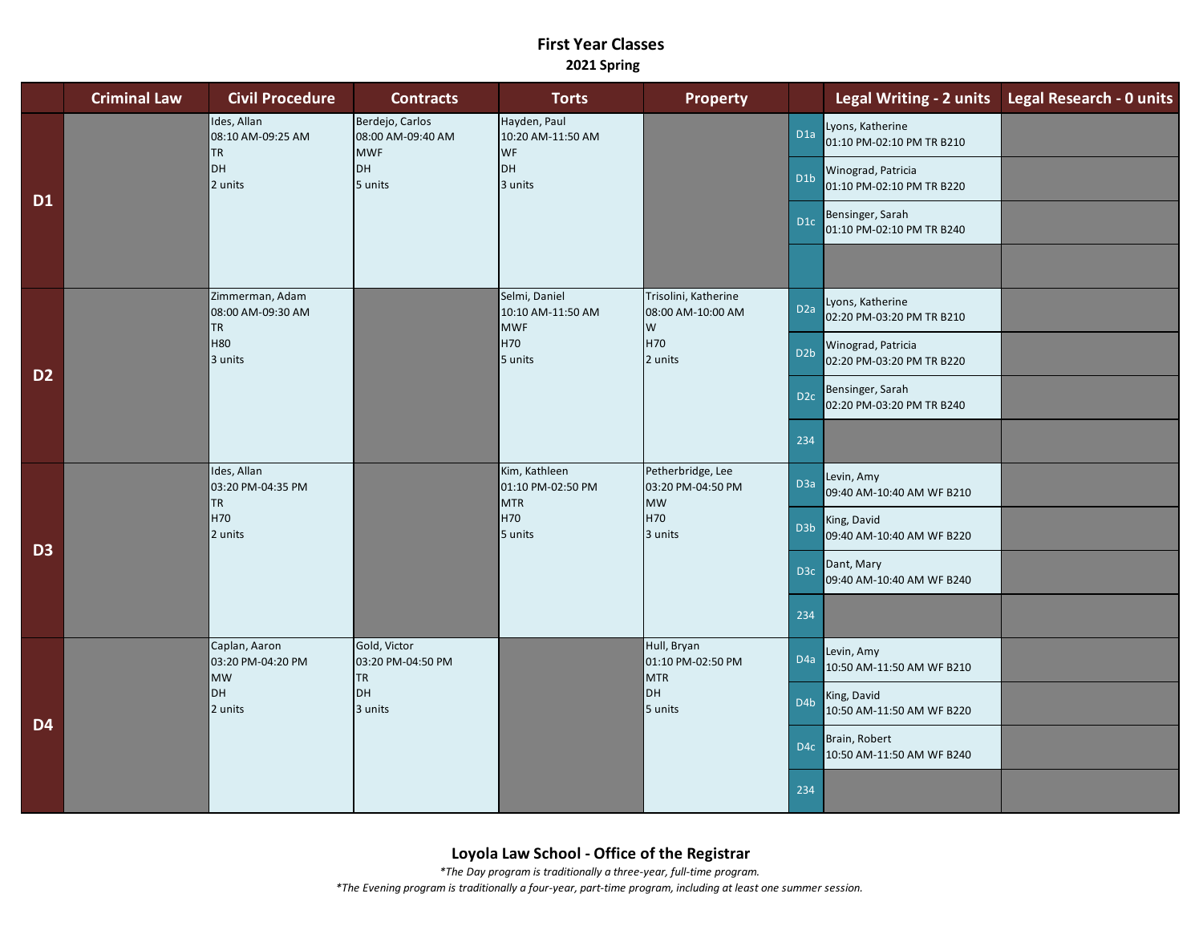# First Year Classes

## 2021 Spring

| | Criminal Law | Civil Procedure | Contracts | Torts | Property | | Legal Writing - 2 units | Legal Research - 0 units |
|---|---|---|---|---|---|---|---|---|
| **D1** | | Ides, Allan<br>08:10 AM-09:25 AM<br>TR<br>DH<br>2 units | Berdejo, Carlos<br>08:00 AM-09:40 AM<br>MWF<br>DH<br>5 units | Hayden, Paul<br>10:20 AM-11:50 AM<br>WF<br>DH<br>3 units | | D1a | Lyons, Katherine<br>01:10 PM-02:10 PM TR B210 | |
| | | | | | | D1b | Winograd, Patricia<br>01:10 PM-02:10 PM TR B220 | |
| | | | | | | D1c | Bensinger, Sarah<br>01:10 PM-02:10 PM TR B240 | |
| | | | | | | | | |
| **D2** | | Zimmerman, Adam<br>08:00 AM-09:30 AM<br>TR<br>H80<br>3 units | | Selmi, Daniel<br>10:10 AM-11:50 AM<br>MWF<br>H70<br>5 units | Trisolini, Katherine<br>08:00 AM-10:00 AM<br>W<br>H70<br>2 units | D2a | Lyons, Katherine<br>02:20 PM-03:20 PM TR B210 | |
| | | | | | | D2b | Winograd, Patricia<br>02:20 PM-03:20 PM TR B220 | |
| | | | | | | D2c | Bensinger, Sarah<br>02:20 PM-03:20 PM TR B240 | |
| | | | | | | 234 | | |
| **D3** | | Ides, Allan<br>03:20 PM-04:35 PM<br>TR<br>H70<br>2 units | | Kim, Kathleen<br>01:10 PM-02:50 PM<br>MTR<br>H70<br>5 units | Petherbridge, Lee<br>03:20 PM-04:50 PM<br>MW<br>H70<br>3 units | D3a | Levin, Amy<br>09:40 AM-10:40 AM WF B210 | |
| | | | | | | D3b | King, David<br>09:40 AM-10:40 AM WF B220 | |
| | | | | | | D3c | Dant, Mary<br>09:40 AM-10:40 AM WF B240 | |
| | | | | | | 234 | | |
| **D4** | | Caplan, Aaron<br>03:20 PM-04:20 PM<br>MW<br>DH<br>2 units | Gold, Victor<br>03:20 PM-04:50 PM<br>TR<br>DH<br>3 units | | Hull, Bryan<br>01:10 PM-02:50 PM<br>MTR<br>DH<br>5 units | D4a | Levin, Amy<br>10:50 AM-11:50 AM WF B210 | |
| | | | | | | D4b | King, David<br>10:50 AM-11:50 AM WF B220 | |
| | | | | | | D4c | Brain, Robert<br>10:50 AM-11:50 AM WF B240 | |
| | | | | | | 234 | | |

**Loyola Law School - Office of the Registrar**

*\*The Day program is traditionally a three-year, full-time program.*

*\*The Evening program is traditionally a four-year, part-time program, including at least one summer session.*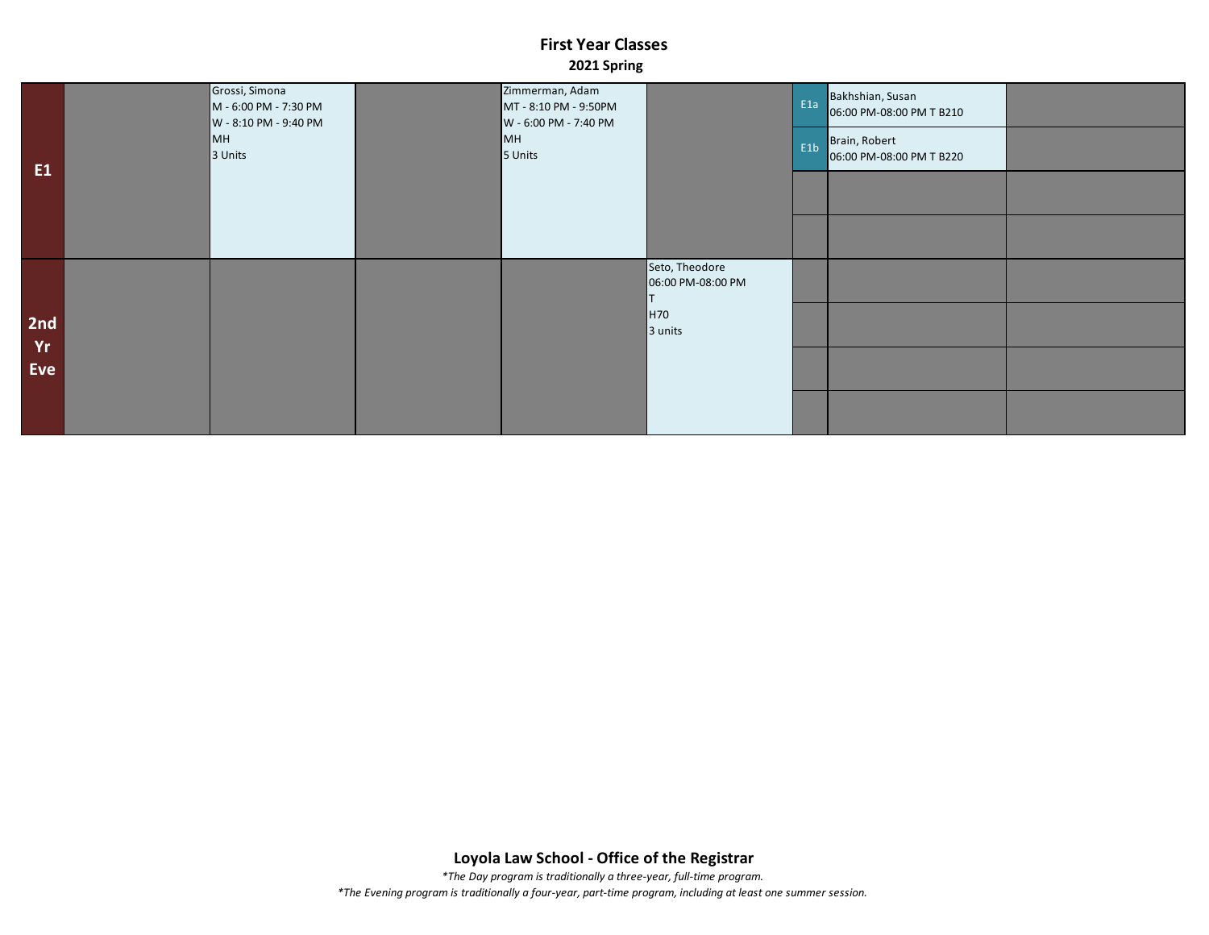## First Year Classes

### 2021 Spring

| | | | | | | | | | |
|---|---|---|---|---|---|---|---|---|---|
| **E1** | | Grossi, Simona<br>M - 6:00 PM - 7:30 PM<br>W - 8:10 PM - 9:40 PM<br>MH<br>3 Units | | Zimmerman, Adam<br>MT - 8:10 PM - 9:50PM<br>W - 6:00 PM - 7:40 PM<br>MH<br>5 Units | | E1a | Bakhshian, Susan<br>06:00 PM-08:00 PM T B210 | |
| | | | | | | E1b | Brain, Robert<br>06:00 PM-08:00 PM T B220 | |
| **2nd Yr Eve** | | | | | Seto, Theodore<br>06:00 PM-08:00 PM<br>T<br>H70<br>3 units | | | |

**Loyola Law School - Office of the Registrar**

*\*The Day program is traditionally a three-year, full-time program.*

*\*The Evening program is traditionally a four-year, part-time program, including at least one summer session.*